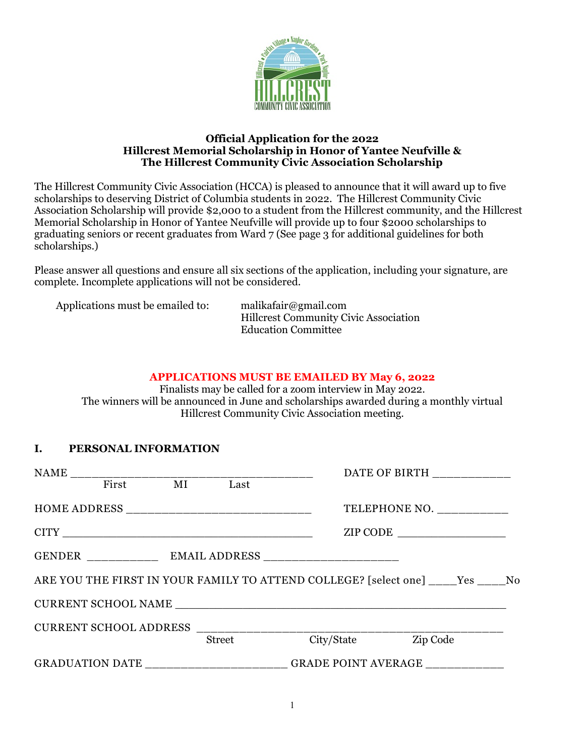# Official Application for the 2022
# Hillcrest Memorial Scholarship in Honor of Yantee Neufville &
# The Hillcrest Community Civic Association Scholarship

The Hillcrest Community Civic Association (HCCA) is pleased to announce that it will award up to five scholarships to deserving District of Columbia students in 2022. The Hillcrest Community Civic Association Scholarship will provide $2,000 to a student from the Hillcrest community, and the Hillcrest Memorial Scholarship in Honor of Yantee Neufville will provide up to four $2000 scholarships to graduating seniors or recent graduates from Ward 7 (See page 3 for additional guidelines for both scholarships.)

Please answer all questions and ensure all six sections of the application, including your signature, are complete. Incomplete applications will not be considered.

Applications must be emailed to: malikafair@gmail.com
Hillcrest Community Civic Association
Education Committee

**APPLICATIONS MUST BE EMAILED BY May 6, 2022**

Finalists may be called for a zoom interview in May 2022.
The winners will be announced in June and scholarships awarded during a monthly virtual Hillcrest Community Civic Association meeting.

## I. PERSONAL INFORMATION

NAME ________________________________________ DATE OF BIRTH ____________
First MI Last

HOME ADDRESS ______________________________ TELEPHONE NO. ___________

CITY ________________________________________ ZIP CODE _________________

GENDER ___________ EMAIL ADDRESS ______________________

ARE YOU THE FIRST IN YOUR FAMILY TO ATTEND COLLEGE? [select one] ____Yes ____No

CURRENT SCHOOL NAME ________________________________________________

CURRENT SCHOOL ADDRESS ________________________________________________
Street City/State Zip Code

GRADUATION DATE ______________________ GRADE POINT AVERAGE ____________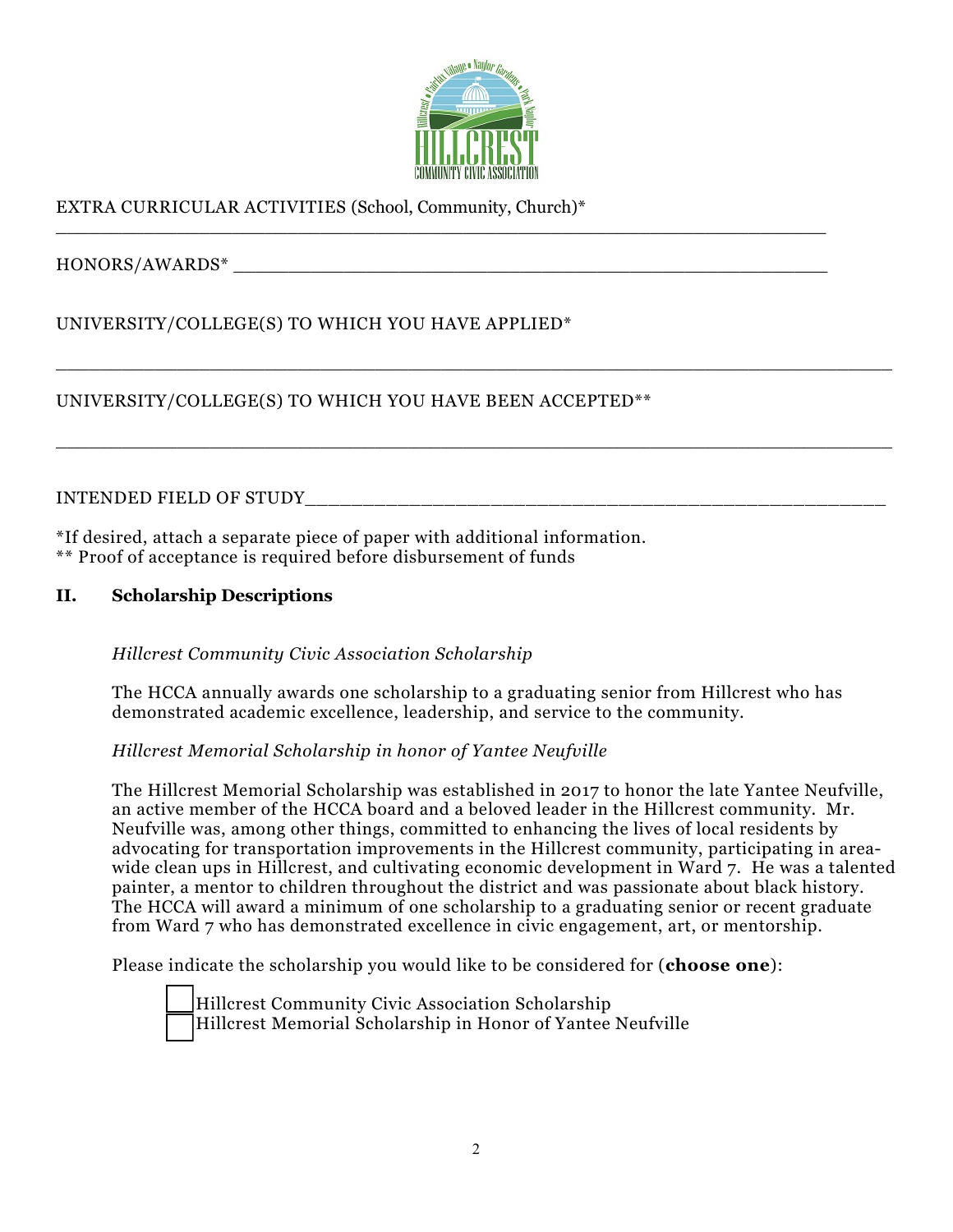EXTRA CURRICULAR ACTIVITIES (School, Community, Church)*
___________________________________________________________________________

HONORS/AWARDS* _________________________________________________________

UNIVERSITY/COLLEGE(S) TO WHICH YOU HAVE APPLIED*

___________________________________________________________________________

UNIVERSITY/COLLEGE(S) TO WHICH YOU HAVE BEEN ACCEPTED**

___________________________________________________________________________

INTENDED FIELD OF STUDY___________________________________________________

*If desired, attach a separate piece of paper with additional information.
** Proof of acceptance is required before disbursement of funds

## II. Scholarship Descriptions

*Hillcrest Community Civic Association Scholarship*

The HCCA annually awards one scholarship to a graduating senior from Hillcrest who has demonstrated academic excellence, leadership, and service to the community.

*Hillcrest Memorial Scholarship in honor of Yantee Neufville*

The Hillcrest Memorial Scholarship was established in 2017 to honor the late Yantee Neufville, an active member of the HCCA board and a beloved leader in the Hillcrest community. Mr. Neufville was, among other things, committed to enhancing the lives of local residents by advocating for transportation improvements in the Hillcrest community, participating in area-wide clean ups in Hillcrest, and cultivating economic development in Ward 7. He was a talented painter, a mentor to children throughout the district and was passionate about black history. The HCCA will award a minimum of one scholarship to a graduating senior or recent graduate from Ward 7 who has demonstrated excellence in civic engagement, art, or mentorship.

Please indicate the scholarship you would like to be considered for (**choose one**):

☐ Hillcrest Community Civic Association Scholarship
☐ Hillcrest Memorial Scholarship in Honor of Yantee Neufville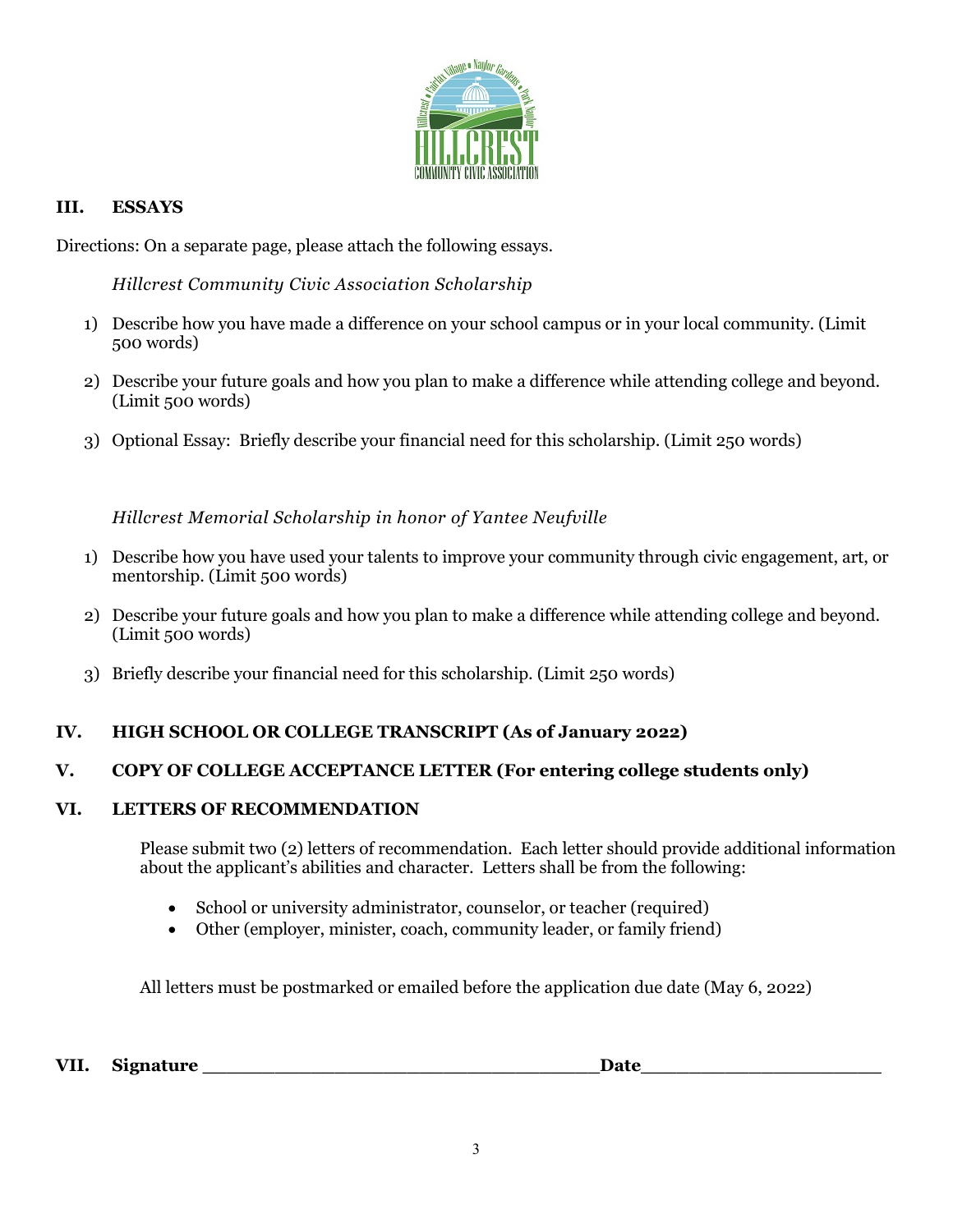## III. ESSAYS

Directions: On a separate page, please attach the following essays.

*Hillcrest Community Civic Association Scholarship*

1) Describe how you have made a difference on your school campus or in your local community. (Limit 500 words)
2) Describe your future goals and how you plan to make a difference while attending college and beyond. (Limit 500 words)
3) Optional Essay: Briefly describe your financial need for this scholarship. (Limit 250 words)

*Hillcrest Memorial Scholarship in honor of Yantee Neufville*

1) Describe how you have used your talents to improve your community through civic engagement, art, or mentorship. (Limit 500 words)
2) Describe your future goals and how you plan to make a difference while attending college and beyond. (Limit 500 words)
3) Briefly describe your financial need for this scholarship. (Limit 250 words)

## IV. HIGH SCHOOL OR COLLEGE TRANSCRIPT (As of January 2022)

## V. COPY OF COLLEGE ACCEPTANCE LETTER (For entering college students only)

## VI. LETTERS OF RECOMMENDATION

Please submit two (2) letters of recommendation. Each letter should provide additional information about the applicant's abilities and character. Letters shall be from the following:

- School or university administrator, counselor, or teacher (required)
- Other (employer, minister, coach, community leader, or family friend)

All letters must be postmarked or emailed before the application due date (May 6, 2022)

**VII. Signature \_\_\_\_\_\_\_\_\_\_\_\_\_\_\_\_\_\_\_\_\_\_\_\_\_\_\_\_\_\_\_\_\_\_\_\_ Date\_\_\_\_\_\_\_\_\_\_\_\_\_\_\_\_\_\_\_\_\_\_**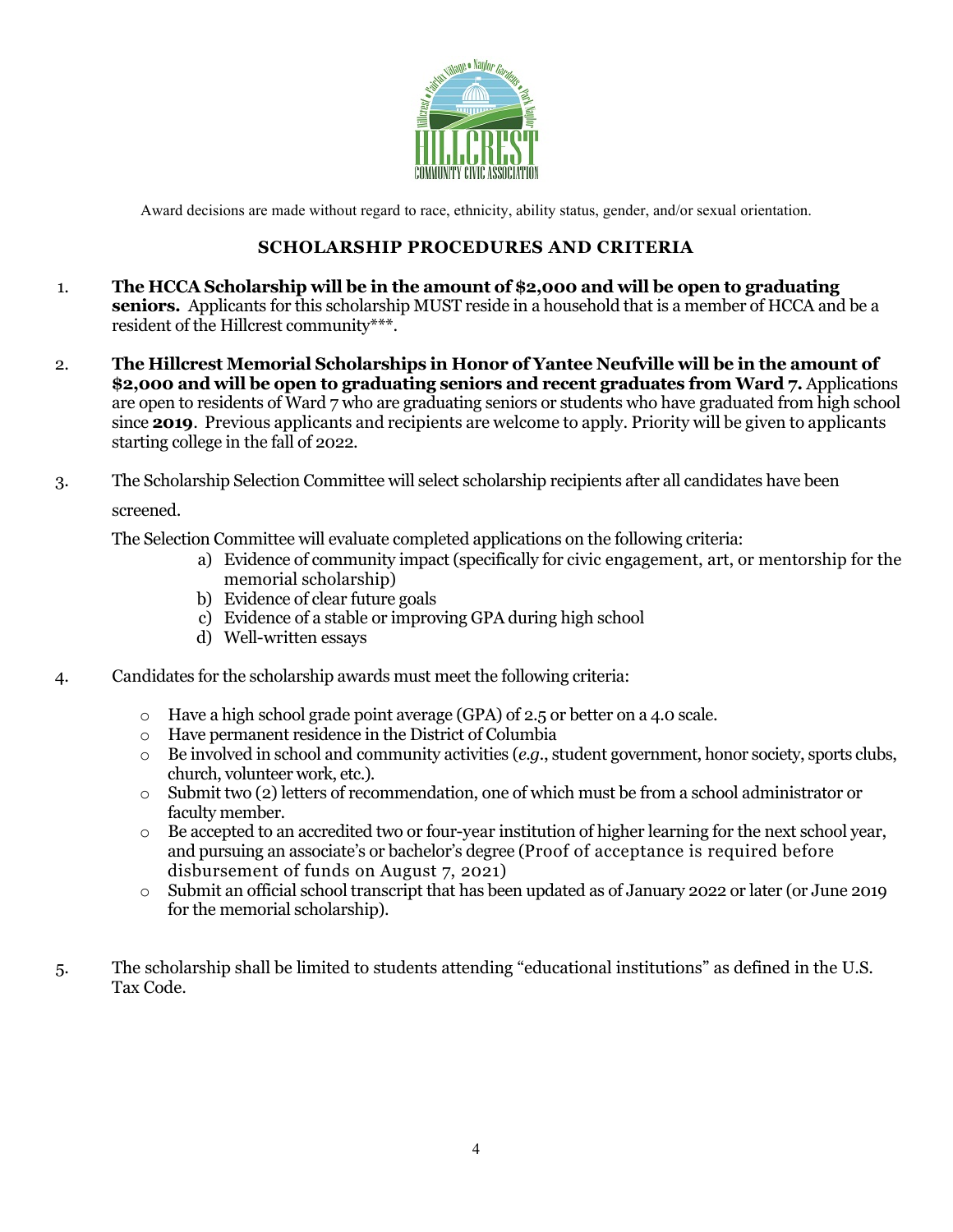Award decisions are made without regard to race, ethnicity, ability status, gender, and/or sexual orientation.

## SCHOLARSHIP PROCEDURES AND CRITERIA

1. **The HCCA Scholarship will be in the amount of $2,000 and will be open to graduating seniors.** Applicants for this scholarship MUST reside in a household that is a member of HCCA and be a resident of the Hillcrest community***.

2. **The Hillcrest Memorial Scholarships in Honor of Yantee Neufville will be in the amount of $2,000 and will be open to graduating seniors and recent graduates from Ward 7.** Applications are open to residents of Ward 7 who are graduating seniors or students who have graduated from high school since **2019**. Previous applicants and recipients are welcome to apply. Priority will be given to applicants starting college in the fall of 2022.

3. The Scholarship Selection Committee will select scholarship recipients after all candidates have been screened.

   The Selection Committee will evaluate completed applications on the following criteria:

   a) Evidence of community impact (specifically for civic engagement, art, or mentorship for the memorial scholarship)
   b) Evidence of clear future goals
   c) Evidence of a stable or improving GPA during high school
   d) Well-written essays

4. Candidates for the scholarship awards must meet the following criteria:

   - Have a high school grade point average (GPA) of 2.5 or better on a 4.0 scale.
   - Have permanent residence in the District of Columbia
   - Be involved in school and community activities (*e.g.*, student government, honor society, sports clubs, church, volunteer work, etc.).
   - Submit two (2) letters of recommendation, one of which must be from a school administrator or faculty member.
   - Be accepted to an accredited two or four-year institution of higher learning for the next school year, and pursuing an associate's or bachelor's degree (Proof of acceptance is required before disbursement of funds on August 7, 2021)
   - Submit an official school transcript that has been updated as of January 2022 or later (or June 2019 for the memorial scholarship).

5. The scholarship shall be limited to students attending "educational institutions" as defined in the U.S. Tax Code.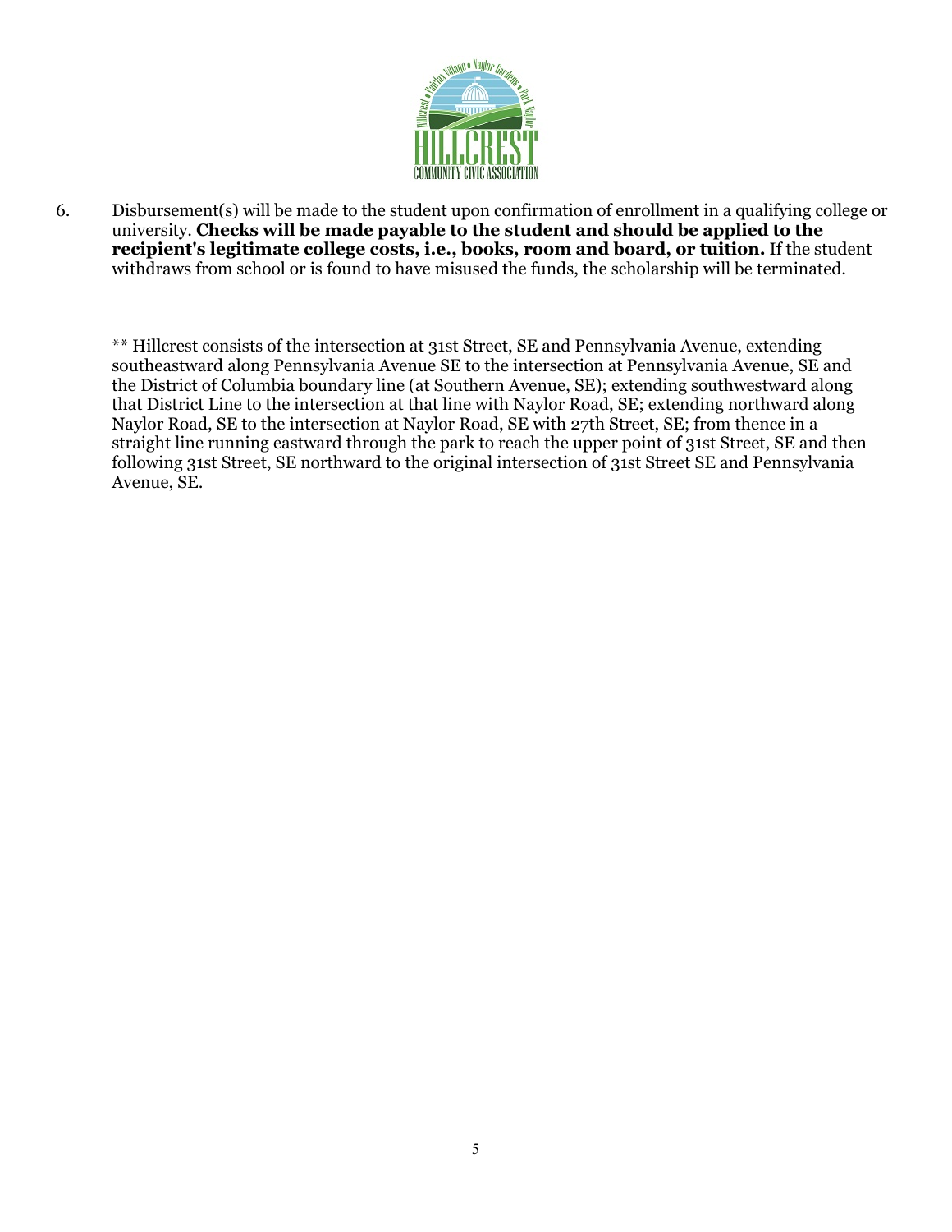6. Disbursement(s) will be made to the student upon confirmation of enrollment in a qualifying college or university. **Checks will be made payable to the student and should be applied to the recipient's legitimate college costs, i.e., books, room and board, or tuition.** If the student withdraws from school or is found to have misused the funds, the scholarship will be terminated.

** Hillcrest consists of the intersection at 31st Street, SE and Pennsylvania Avenue, extending southeastward along Pennsylvania Avenue SE to the intersection at Pennsylvania Avenue, SE and the District of Columbia boundary line (at Southern Avenue, SE); extending southwestward along that District Line to the intersection at that line with Naylor Road, SE; extending northward along Naylor Road, SE to the intersection at Naylor Road, SE with 27th Street, SE; from thence in a straight line running eastward through the park to reach the upper point of 31st Street, SE and then following 31st Street, SE northward to the original intersection of 31st Street SE and Pennsylvania Avenue, SE.